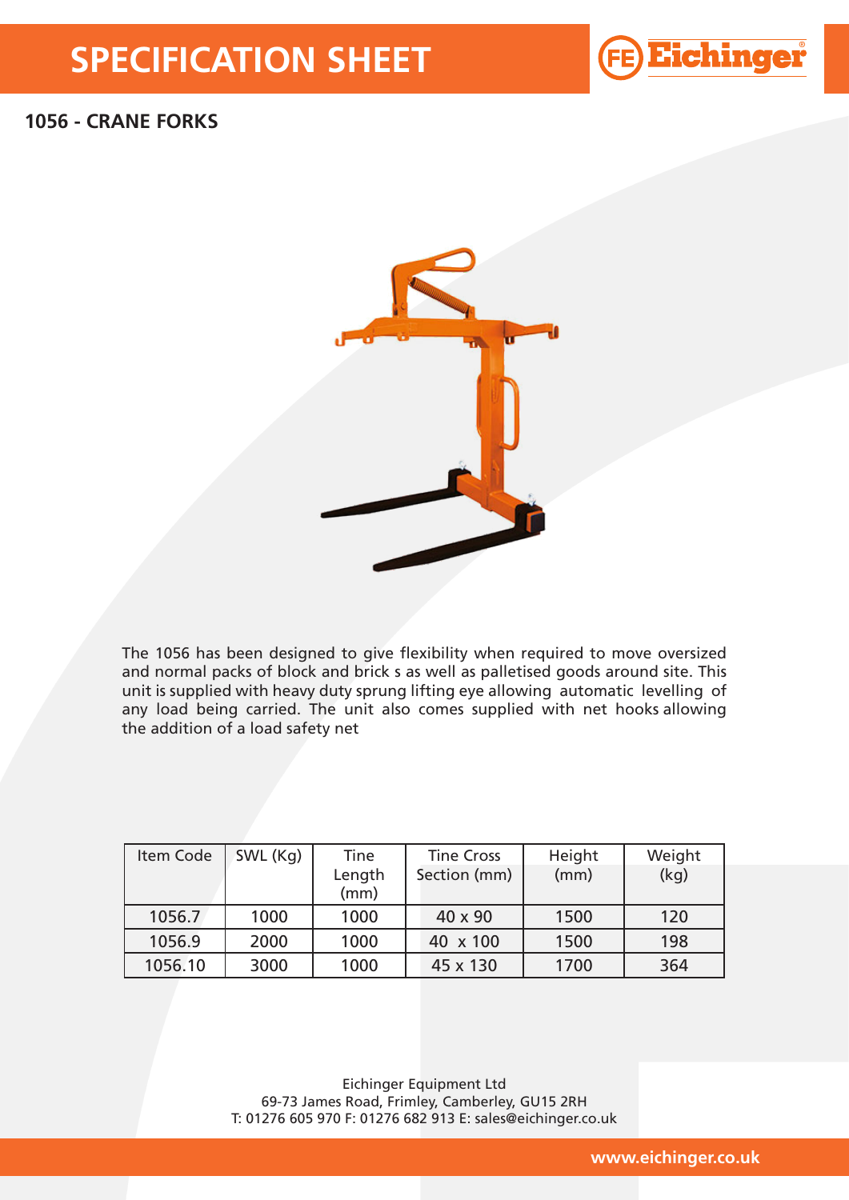# SPECIFICATION SHEET

Eichinger

## 1056 - CRANE FORKS

The 1056 has been designed to give flexibility when required to move oversized and normal packs of block and brick s as well as palletised goods around site. This unit is supplied with heavy duty sprung lifting eye allowing automatic levelling of any load being carried. The unit also comes supplied with net hooks allowing the addition of a load safety net

| Item Code | SWL (Kg) | Tine Length (mm) | Tine Cross Section (mm) | Height (mm) | Weight (kg) |
|---|---|---|---|---|---|
| 1056.7 | 1000 | 1000 | 40 x 90 | 1500 | 120 |
| 1056.9 | 2000 | 1000 | 40 x 100 | 1500 | 198 |
| 1056.10 | 3000 | 1000 | 45 x 130 | 1700 | 364 |

Eichinger Equipment Ltd
69-73 James Road, Frimley, Camberley, GU15 2RH
T: 01276 605 970 F: 01276 682 913 E: sales@eichinger.co.uk

www.eichinger.co.uk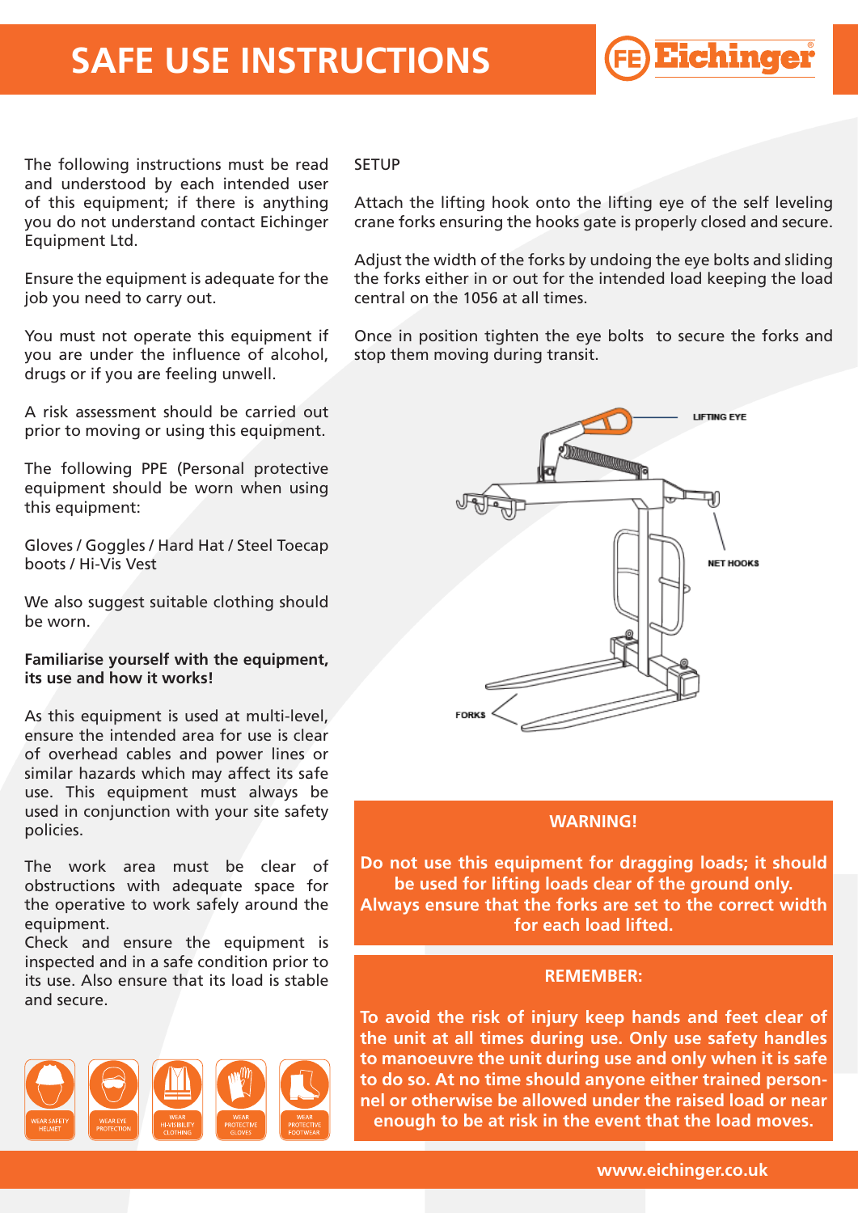# SAFE USE INSTRUCTIONS

The following instructions must be read and understood by each intended user of this equipment; if there is anything you do not understand contact Eichinger Equipment Ltd.

Ensure the equipment is adequate for the job you need to carry out.

You must not operate this equipment if you are under the influence of alcohol, drugs or if you are feeling unwell.

A risk assessment should be carried out prior to moving or using this equipment.

The following PPE (Personal protective equipment should be worn when using this equipment:

Gloves / Goggles / Hard Hat / Steel Toecap boots / Hi-Vis Vest

We also suggest suitable clothing should be worn.

**Familiarise yourself with the equipment, its use and how it works!**

As this equipment is used at multi-level, ensure the intended area for use is clear of overhead cables and power lines or similar hazards which may affect its safe use. This equipment must always be used in conjunction with your site safety policies.

The work area must be clear of obstructions with adequate space for the operative to work safely around the equipment.
Check and ensure the equipment is inspected and in a safe condition prior to its use. Also ensure that its load is stable and secure.

WEAR SAFETY HELMET / WEAR EYE PROTECTION / WEAR HI-VISIBILITY CLOTHING / WEAR PROTECTIVE GLOVES / WEAR PROTECTIVE FOOTWEAR

SETUP

Attach the lifting hook onto the lifting eye of the self leveling crane forks ensuring the hooks gate is properly closed and secure.

Adjust the width of the forks by undoing the eye bolts and sliding the forks either in or out for the intended load keeping the load central on the 1056 at all times.

Once in position tighten the eye bolts to secure the forks and stop them moving during transit.

LIFTING EYE

NET HOOKS

FORKS

**WARNING!**

**Do not use this equipment for dragging loads; it should be used for lifting loads clear of the ground only. Always ensure that the forks are set to the correct width for each load lifted.**

**REMEMBER:**

**To avoid the risk of injury keep hands and feet clear of the unit at all times during use. Only use safety handles to manoeuvre the unit during use and only when it is safe to do so. At no time should anyone either trained personnel or otherwise be allowed under the raised load or near enough to be at risk in the event that the load moves.**

www.eichinger.co.uk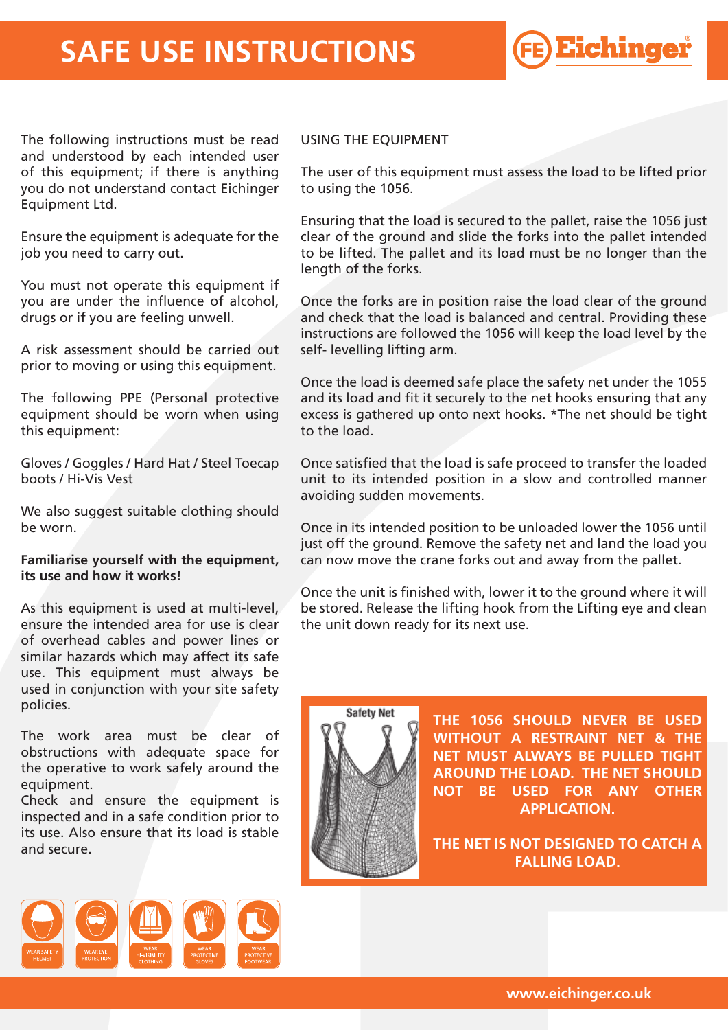# SAFE USE INSTRUCTIONS

The following instructions must be read and understood by each intended user of this equipment; if there is anything you do not understand contact Eichinger Equipment Ltd.

Ensure the equipment is adequate for the job you need to carry out.

You must not operate this equipment if you are under the influence of alcohol, drugs or if you are feeling unwell.

A risk assessment should be carried out prior to moving or using this equipment.

The following PPE (Personal protective equipment should be worn when using this equipment:

Gloves / Goggles / Hard Hat / Steel Toecap boots / Hi-Vis Vest

We also suggest suitable clothing should be worn.

**Familiarise yourself with the equipment, its use and how it works!**

As this equipment is used at multi-level, ensure the intended area for use is clear of overhead cables and power lines or similar hazards which may affect its safe use. This equipment must always be used in conjunction with your site safety policies.

The work area must be clear of obstructions with adequate space for the operative to work safely around the equipment.
Check and ensure the equipment is inspected and in a safe condition prior to its use. Also ensure that its load is stable and secure.

WEAR SAFETY HELMET
WEAR EYE PROTECTION
WEAR HI-VISIBILITY CLOTHING
WEAR PROTECTIVE GLOVES
WEAR PROTECTIVE FOOTWEAR

USING THE EQUIPMENT

The user of this equipment must assess the load to be lifted prior to using the 1056.

Ensuring that the load is secured to the pallet, raise the 1056 just clear of the ground and slide the forks into the pallet intended to be lifted. The pallet and its load must be no longer than the length of the forks.

Once the forks are in position raise the load clear of the ground and check that the load is balanced and central. Providing these instructions are followed the 1056 will keep the load level by the self- levelling lifting arm.

Once the load is deemed safe place the safety net under the 1055 and its load and fit it securely to the net hooks ensuring that any excess is gathered up onto next hooks. *The net should be tight to the load.

Once satisfied that the load is safe proceed to transfer the loaded unit to its intended position in a slow and controlled manner avoiding sudden movements.

Once in its intended position to be unloaded lower the 1056 until just off the ground. Remove the safety net and land the load you can now move the crane forks out and away from the pallet.

Once the unit is finished with, lower it to the ground where it will be stored. Release the lifting hook from the Lifting eye and clean the unit down ready for its next use.

Safety Net

**THE 1056 SHOULD NEVER BE USED WITHOUT A RESTRAINT NET & THE NET MUST ALWAYS BE PULLED TIGHT AROUND THE LOAD. THE NET SHOULD NOT BE USED FOR ANY OTHER APPLICATION.**

**THE NET IS NOT DESIGNED TO CATCH A FALLING LOAD.**

www.eichinger.co.uk